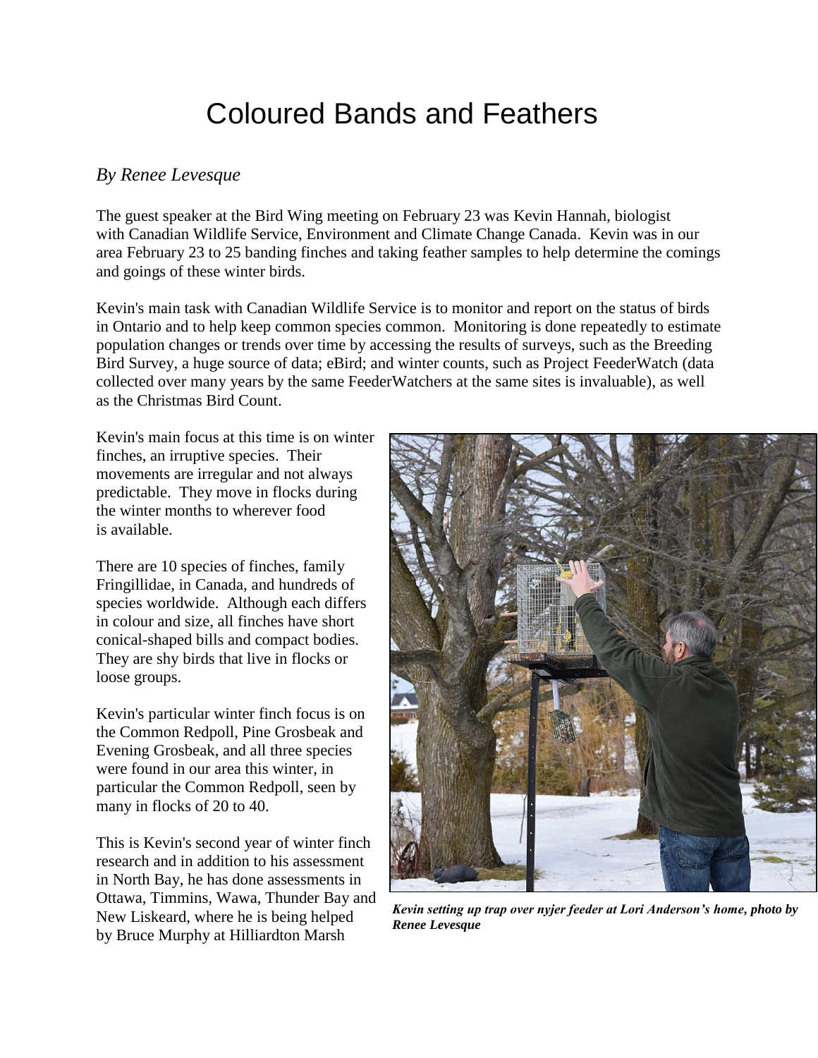# Coloured Bands and Feathers

*By Renee Levesque*

The guest speaker at the Bird Wing meeting on February 23 was Kevin Hannah, biologist with Canadian Wildlife Service, Environment and Climate Change Canada. Kevin was in our area February 23 to 25 banding finches and taking feather samples to help determine the comings and goings of these winter birds.

Kevin's main task with Canadian Wildlife Service is to monitor and report on the status of birds in Ontario and to help keep common species common. Monitoring is done repeatedly to estimate population changes or trends over time by accessing the results of surveys, such as the Breeding Bird Survey, a huge source of data; eBird; and winter counts, such as Project FeederWatch (data collected over many years by the same FeederWatchers at the same sites is invaluable), as well as the Christmas Bird Count.

Kevin's main focus at this time is on winter finches, an irruptive species. Their movements are irregular and not always predictable. They move in flocks during the winter months to wherever food is available.

There are 10 species of finches, family Fringillidae, in Canada, and hundreds of species worldwide. Although each differs in colour and size, all finches have short conical-shaped bills and compact bodies. They are shy birds that live in flocks or loose groups.

Kevin's particular winter finch focus is on the Common Redpoll, Pine Grosbeak and Evening Grosbeak, and all three species were found in our area this winter, in particular the Common Redpoll, seen by many in flocks of 20 to 40.

This is Kevin's second year of winter finch research and in addition to his assessment in North Bay, he has done assessments in Ottawa, Timmins, Wawa, Thunder Bay and New Liskeard, where he is being helped by Bruce Murphy at Hilliardton Marsh

***Kevin setting up trap over nyjer feeder at Lori Anderson's home, photo by Renee Levesque***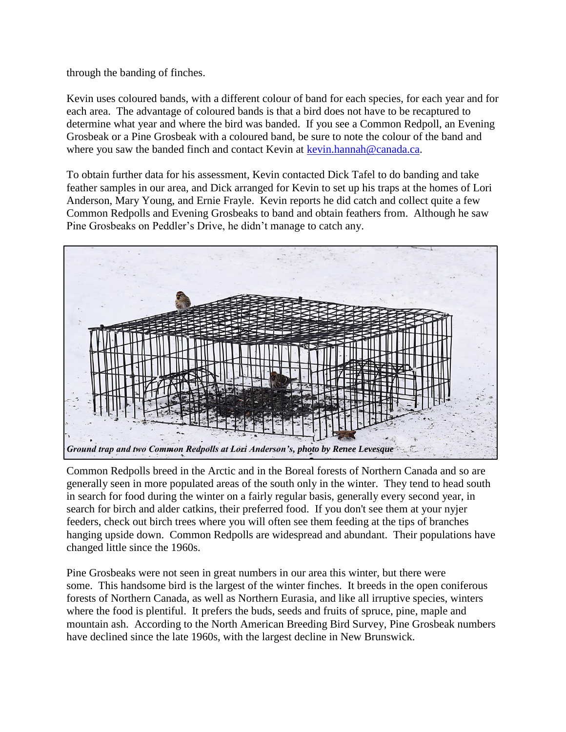through the banding of finches.

Kevin uses coloured bands, with a different colour of band for each species, for each year and for each area. The advantage of coloured bands is that a bird does not have to be recaptured to determine what year and where the bird was banded. If you see a Common Redpoll, an Evening Grosbeak or a Pine Grosbeak with a coloured band, be sure to note the colour of the band and where you saw the banded finch and contact Kevin at [kevin.hannah@canada.ca](mailto:kevin.hannah@canada.ca).

To obtain further data for his assessment, Kevin contacted Dick Tafel to do banding and take feather samples in our area, and Dick arranged for Kevin to set up his traps at the homes of Lori Anderson, Mary Young, and Ernie Frayle. Kevin reports he did catch and collect quite a few Common Redpolls and Evening Grosbeaks to band and obtain feathers from. Although he saw Pine Grosbeaks on Peddler's Drive, he didn't manage to catch any.

*Ground trap and two Common Redpolls at Lori Anderson's, photo by Renee Levesque*

Common Redpolls breed in the Arctic and in the Boreal forests of Northern Canada and so are generally seen in more populated areas of the south only in the winter. They tend to head south in search for food during the winter on a fairly regular basis, generally every second year, in search for birch and alder catkins, their preferred food. If you don't see them at your nyjer feeders, check out birch trees where you will often see them feeding at the tips of branches hanging upside down. Common Redpolls are widespread and abundant. Their populations have changed little since the 1960s.

Pine Grosbeaks were not seen in great numbers in our area this winter, but there were some. This handsome bird is the largest of the winter finches. It breeds in the open coniferous forests of Northern Canada, as well as Northern Eurasia, and like all irruptive species, winters where the food is plentiful. It prefers the buds, seeds and fruits of spruce, pine, maple and mountain ash. According to the North American Breeding Bird Survey, Pine Grosbeak numbers have declined since the late 1960s, with the largest decline in New Brunswick.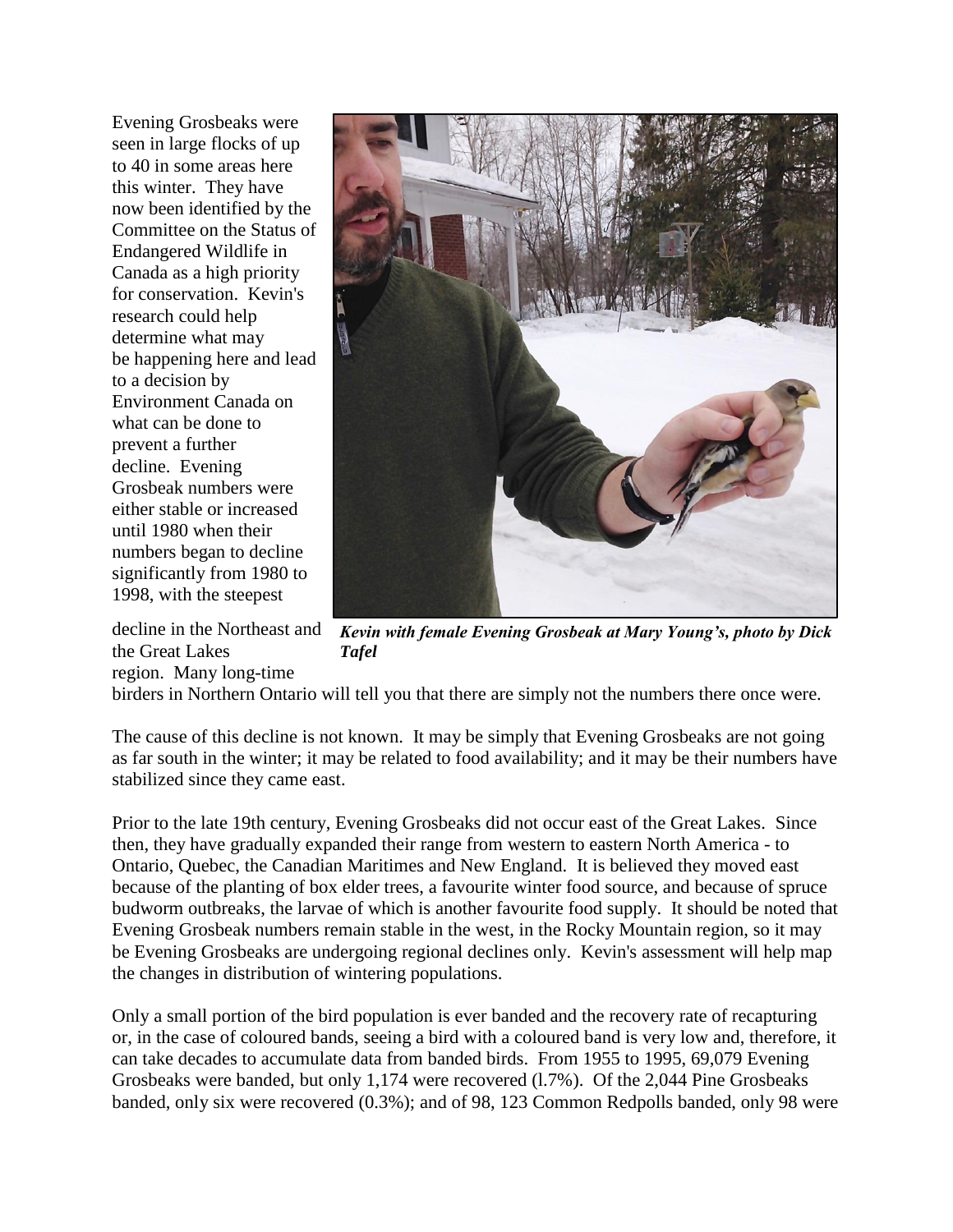Evening Grosbeaks were seen in large flocks of up to 40 in some areas here this winter. They have now been identified by the Committee on the Status of Endangered Wildlife in Canada as a high priority for conservation. Kevin's research could help determine what may be happening here and lead to a decision by Environment Canada on what can be done to prevent a further decline. Evening Grosbeak numbers were either stable or increased until 1980 when their numbers began to decline significantly from 1980 to 1998, with the steepest decline in the Northeast and the Great Lakes region. Many long-time birders in Northern Ontario will tell you that there are simply not the numbers there once were.

***Kevin with female Evening Grosbeak at Mary Young's, photo by Dick Tafel***

The cause of this decline is not known. It may be simply that Evening Grosbeaks are not going as far south in the winter; it may be related to food availability; and it may be their numbers have stabilized since they came east.

Prior to the late 19th century, Evening Grosbeaks did not occur east of the Great Lakes. Since then, they have gradually expanded their range from western to eastern North America - to Ontario, Quebec, the Canadian Maritimes and New England. It is believed they moved east because of the planting of box elder trees, a favourite winter food source, and because of spruce budworm outbreaks, the larvae of which is another favourite food supply. It should be noted that Evening Grosbeak numbers remain stable in the west, in the Rocky Mountain region, so it may be Evening Grosbeaks are undergoing regional declines only. Kevin's assessment will help map the changes in distribution of wintering populations.

Only a small portion of the bird population is ever banded and the recovery rate of recapturing or, in the case of coloured bands, seeing a bird with a coloured band is very low and, therefore, it can take decades to accumulate data from banded birds. From 1955 to 1995, 69,079 Evening Grosbeaks were banded, but only 1,174 were recovered (l.7%). Of the 2,044 Pine Grosbeaks banded, only six were recovered (0.3%); and of 98, 123 Common Redpolls banded, only 98 were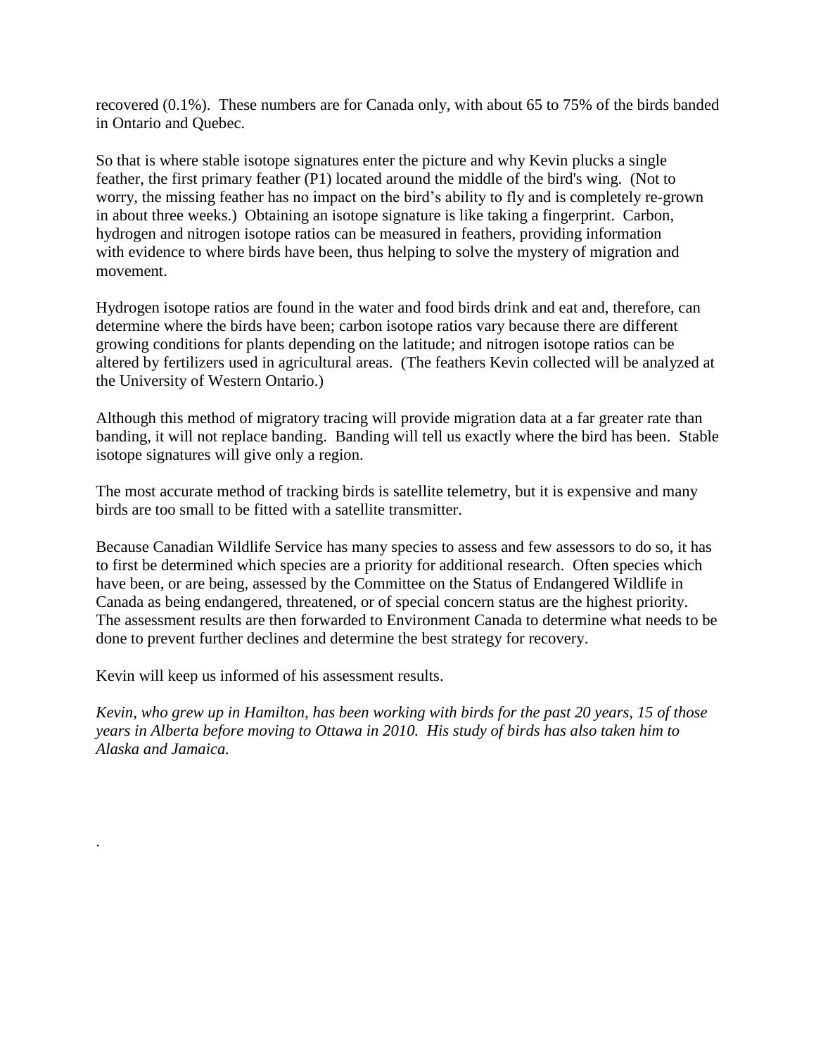recovered (0.1%). These numbers are for Canada only, with about 65 to 75% of the birds banded in Ontario and Quebec.

So that is where stable isotope signatures enter the picture and why Kevin plucks a single feather, the first primary feather (P1) located around the middle of the bird's wing. (Not to worry, the missing feather has no impact on the bird's ability to fly and is completely re-grown in about three weeks.) Obtaining an isotope signature is like taking a fingerprint. Carbon, hydrogen and nitrogen isotope ratios can be measured in feathers, providing information with evidence to where birds have been, thus helping to solve the mystery of migration and movement.

Hydrogen isotope ratios are found in the water and food birds drink and eat and, therefore, can determine where the birds have been; carbon isotope ratios vary because there are different growing conditions for plants depending on the latitude; and nitrogen isotope ratios can be altered by fertilizers used in agricultural areas. (The feathers Kevin collected will be analyzed at the University of Western Ontario.)

Although this method of migratory tracing will provide migration data at a far greater rate than banding, it will not replace banding. Banding will tell us exactly where the bird has been. Stable isotope signatures will give only a region.

The most accurate method of tracking birds is satellite telemetry, but it is expensive and many birds are too small to be fitted with a satellite transmitter.

Because Canadian Wildlife Service has many species to assess and few assessors to do so, it has to first be determined which species are a priority for additional research. Often species which have been, or are being, assessed by the Committee on the Status of Endangered Wildlife in Canada as being endangered, threatened, or of special concern status are the highest priority. The assessment results are then forwarded to Environment Canada to determine what needs to be done to prevent further declines and determine the best strategy for recovery.

Kevin will keep us informed of his assessment results.

*Kevin, who grew up in Hamilton, has been working with birds for the past 20 years, 15 of those years in Alberta before moving to Ottawa in 2010. His study of birds has also taken him to Alaska and Jamaica.*